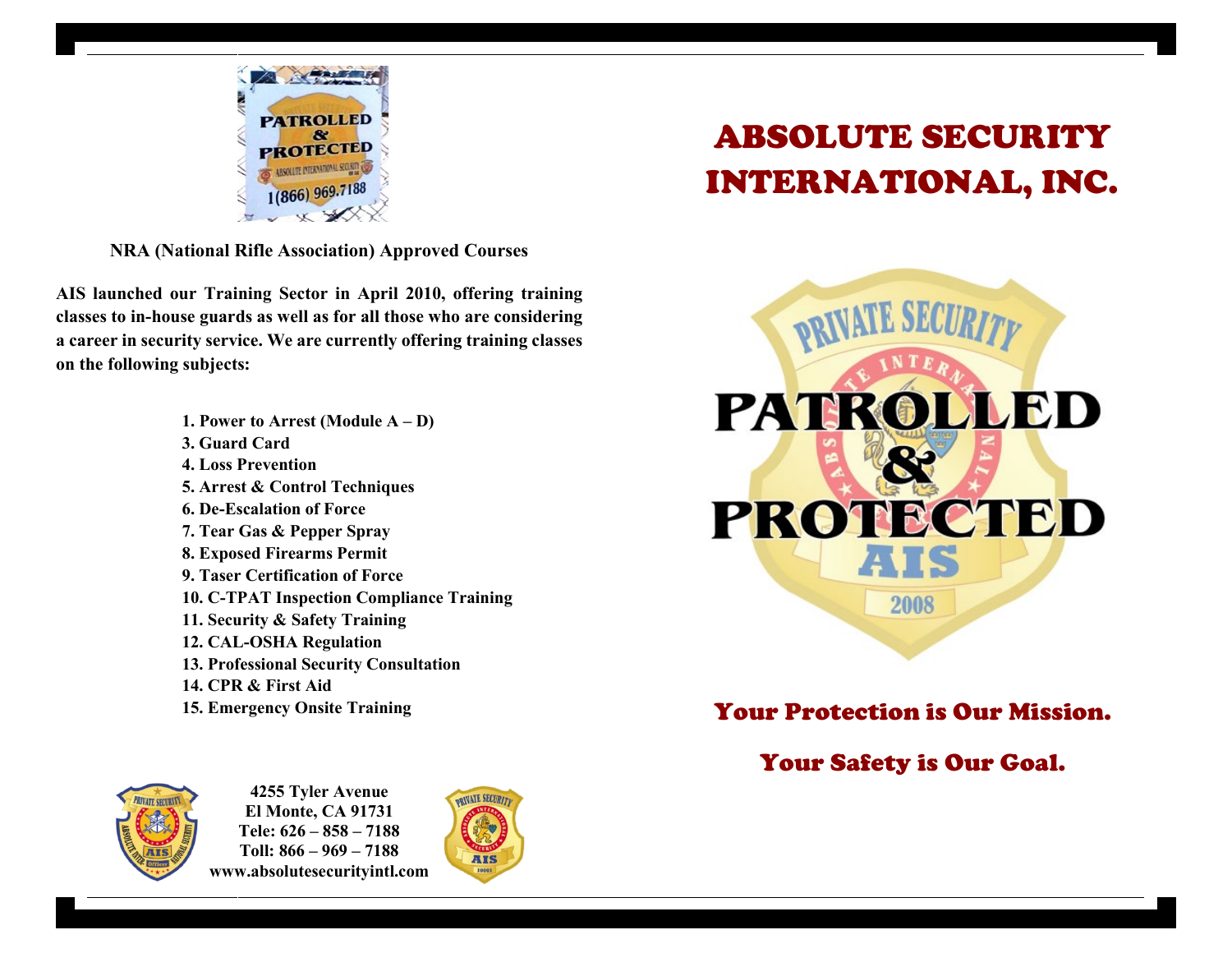**NRA (National Rifle Association) Approved Courses**

**AIS launched our Training Sector in April 2010, offering training classes to in-house guards as well as for all those who are considering a career in security service. We are currently offering training classes on the following subjects:**

1. **Power to Arrest (Module A – D)**
3. **Guard Card**
4. **Loss Prevention**
5. **Arrest & Control Techniques**
6. **De-Escalation of Force**
7. **Tear Gas & Pepper Spray**
8. **Exposed Firearms Permit**
9. **Taser Certification of Force**
10. **C-TPAT Inspection Compliance Training**
11. **Security & Safety Training**
12. **CAL-OSHA Regulation**
13. **Professional Security Consultation**
14. **CPR & First Aid**
15. **Emergency Onsite Training**

**4255 Tyler Avenue**
**El Monte, CA 91731**
**Tele: 626 – 858 – 7188**
**Toll: 866 – 969 – 7188**
**www.absolutesecurityintl.com**

# ABSOLUTE SECURITY INTERNATIONAL, INC.

## Your Protection is Our Mission.

## Your Safety is Our Goal.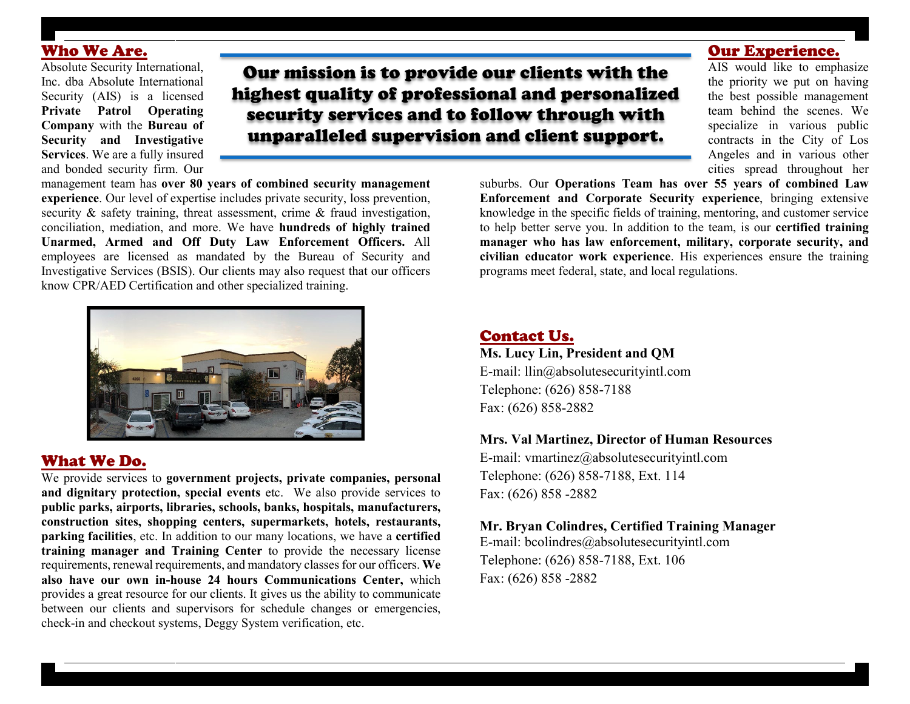## Who We Are.

Absolute Security International, Inc. dba Absolute International Security (AIS) is a licensed **Private Patrol Operating Company** with the **Bureau of Security and Investigative Services**. We are a fully insured and bonded security firm. Our management team has **over 80 years of combined security management experience**. Our level of expertise includes private security, loss prevention, security & safety training, threat assessment, crime & fraud investigation, conciliation, mediation, and more. We have **hundreds of highly trained Unarmed, Armed and Off Duty Law Enforcement Officers.** All employees are licensed as mandated by the Bureau of Security and Investigative Services (BSIS). Our clients may also request that our officers know CPR/AED Certification and other specialized training.

**Our mission is to provide our clients with the highest quality of professional and personalized security services and to follow through with unparalleled supervision and client support.**

## What We Do.

We provide services to **government projects, private companies, personal and dignitary protection, special events** etc. We also provide services to **public parks, airports, libraries, schools, banks, hospitals, manufacturers, construction sites, shopping centers, supermarkets, hotels, restaurants, parking facilities**, etc. In addition to our many locations, we have a **certified training manager and Training Center** to provide the necessary license requirements, renewal requirements, and mandatory classes for our officers. **We also have our own in-house 24 hours Communications Center,** which provides a great resource for our clients. It gives us the ability to communicate between our clients and supervisors for schedule changes or emergencies, check-in and checkout systems, Deggy System verification, etc.

## Our Experience.

AIS would like to emphasize the priority we put on having the best possible management team behind the scenes. We specialize in various public contracts in the City of Los Angeles and in various other cities spread throughout her suburbs. Our **Operations Team has over 55 years of combined Law Enforcement and Corporate Security experience**, bringing extensive knowledge in the specific fields of training, mentoring, and customer service to help better serve you. In addition to the team, is our **certified training manager who has law enforcement, military, corporate security, and civilian educator work experience**. His experiences ensure the training programs meet federal, state, and local regulations.

## Contact Us.

**Ms. Lucy Lin, President and QM**
E-mail: llin@absolutesecurityintl.com
Telephone: (626) 858-7188
Fax: (626) 858-2882

**Mrs. Val Martinez, Director of Human Resources**
E-mail: vmartinez@absolutesecurityintl.com
Telephone: (626) 858-7188, Ext. 114
Fax: (626) 858 -2882

**Mr. Bryan Colindres, Certified Training Manager**
E-mail: bcolindres@absolutesecurityintl.com
Telephone: (626) 858-7188, Ext. 106
Fax: (626) 858 -2882